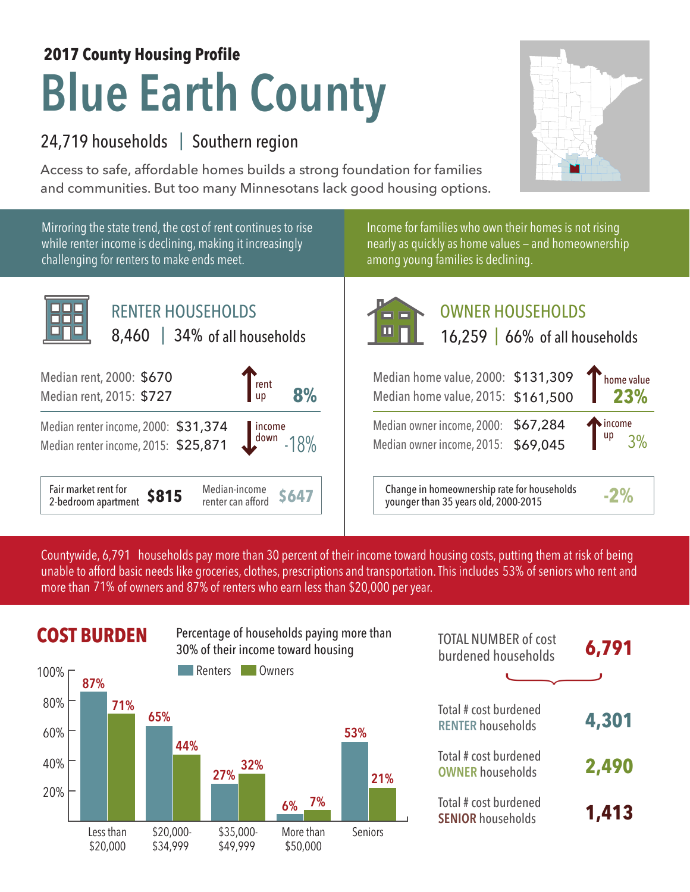**2017 County Housing Profile**

# Blue Earth County

24,719 households | Southern region

Access to safe, affordable homes builds a strong foundation for families and communities. But too many Minnesotans lack good housing options.

Mirroring the state trend, the cost of rent continues to rise while renter income is declining, making it increasingly challenging for renters to make ends meet.

## RENTER HOUSEHOLDS

8,460 | 34% of all households

| | | |
|---|---|---|
| Median rent, 2000: | $670 | rent up 8% |
| Median rent, 2015: | $727 | |
| Median renter income, 2000: | $31,374 | income down -18% |
| Median renter income, 2015: | $25,871 | |

| Fair market rent for 2-bedroom apartment | $815 | Median-income renter can afford | $647 |
|---|---|---|---|

Income for families who own their homes is not rising nearly as quickly as home values – and homeownership among young families is declining.

## OWNER HOUSEHOLDS

16,259 | 66% of all households

| | | |
|---|---|---|
| Median home value, 2000: | $131,309 | home value 23% |
| Median home value, 2015: | $161,500 | |
| Median owner income, 2000: | $67,284 | income up 3% |
| Median owner income, 2015: | $69,045 | |

| Change in homeownership rate for households younger than 35 years old, 2000-2015 | -2% |
|---|---|

Countywide, 6,791 households pay more than 30 percent of their income toward housing costs, putting them at risk of being unable to afford basic needs like groceries, clothes, prescriptions and transportation. This includes 53% of seniors who rent and more than 71% of owners and 87% of renters who earn less than $20,000 per year.

## COST BURDEN

Percentage of households paying more than 30% of their income toward housing

| | Renters | Owners |
|---|---|---|
| Less than $20,000 | 87% | 71% |
| $20,000-$34,999 | 65% | 44% |
| $35,000-$49,999 | 27% | 32% |
| More than $50,000 | 6% | 7% |
| Seniors | 53% | 21% |

| | |
|---|---|
| TOTAL NUMBER of cost burdened households | 6,791 |
| Total # cost burdened RENTER households | 4,301 |
| Total # cost burdened OWNER households | 2,490 |
| Total # cost burdened SENIOR households | 1,413 |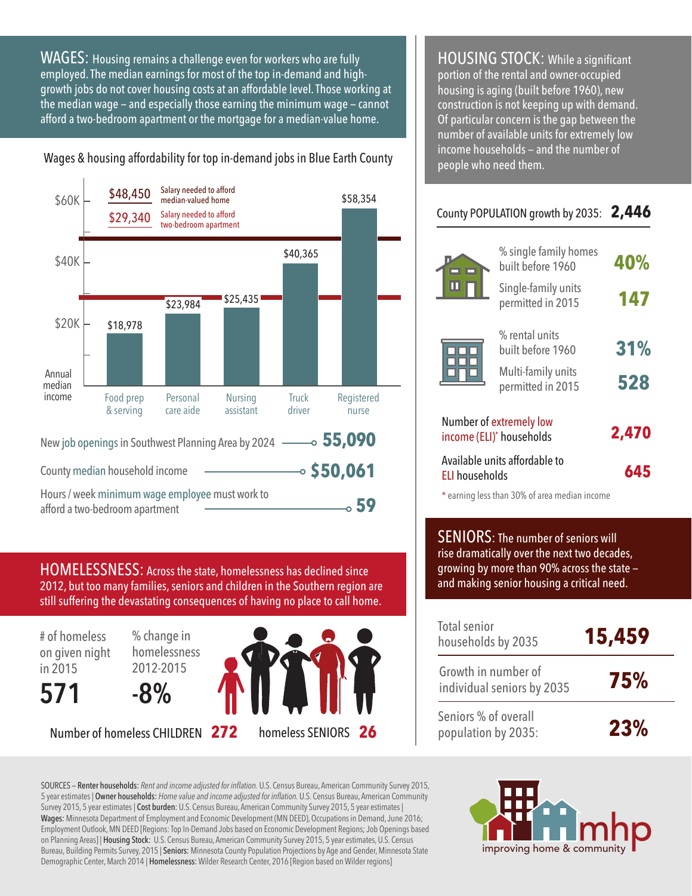## WAGES: Housing remains a challenge even for workers who are fully employed. The median earnings for most of the top in-demand and high-growth jobs do not cover housing costs at an affordable level. Those working at the median wage – and especially those earning the minimum wage – cannot afford a two-bedroom apartment or the mortgage for a median-value home.

Wages & housing affordability for top in-demand jobs in Blue Earth County

$48,450 Salary needed to afford median-valued home

$29,340 Salary needed to afford two-bedroom apartment

$60K
$40K
$20K

Annual median income

Food prep & serving: $18,978
Personal care aide: $23,984
Nursing assistant: $25,435
Truck driver: $40,365
Registered nurse: $58,354

New job openings in Southwest Planning Area by 2024 **55,090**

County median household income **$50,061**

Hours / week minimum wage employee must work to afford a two-bedroom apartment **59**

## HOMELESSNESS: Across the state, homelessness has declined since 2012, but too many families, seniors and children in the Southern region are still suffering the devastating consequences of having no place to call home.

# of homeless on given night in 2015 **571**

% change in homelessness 2012-2015 **-8%**

Number of homeless CHILDREN **272**

homeless SENIORS **26**

## HOUSING STOCK: While a significant portion of the rental and owner-occupied housing is aging (built before 1960), new construction is not keeping up with demand. Of particular concern is the gap between the number of available units for extremely low income households – and the number of people who need them.

County POPULATION growth by 2035: **2,446**

| | |
|---|---|
| % single family homes built before 1960 | **40%** |
| Single-family units permitted in 2015 | **147** |
| % rental units built before 1960 | **31%** |
| Multi-family units permitted in 2015 | **528** |
| Number of extremely low income (ELI)* households | **2,470** |
| Available units affordable to ELI households | **645** |

\* earning less than 30% of area median income

## SENIORS: The number of seniors will rise dramatically over the next two decades, growing by more than 90% across the state – and making senior housing a critical need.

| | |
|---|---|
| Total senior households by 2035 | **15,459** |
| Growth in number of individual seniors by 2035 | **75%** |
| Seniors % of overall population by 2035: | **23%** |

SOURCES – **Renter households**: *Rent and income adjusted for inflation.* U.S. Census Bureau, American Community Survey 2015, 5 year estimates | **Owner households**: *Home value and income adjusted for inflation.* U.S. Census Bureau, American Community Survey 2015, 5 year estimates | **Cost burden**: U.S. Census Bureau, American Community Survey 2015, 5 year estimates | **Wages**: Minnesota Department of Employment and Economic Development (MN DEED), Occupations in Demand, June 2016; Employment Outlook, MN DEED [Regions: Top In-Demand Jobs based on Economic Development Regions; Job Openings based on Planning Areas] | **Housing Stock**: U.S. Census Bureau, American Community Survey 2015, 5 year estimates, U.S. Census Bureau, Building Permits Survey, 2015 | **Seniors**: Minnesota County Population Projections by Age and Gender, Minnesota State Demographic Center, March 2014 | **Homelessness**: Wilder Research Center, 2016 [Region based on Wilder regions]

mhp improving home & community